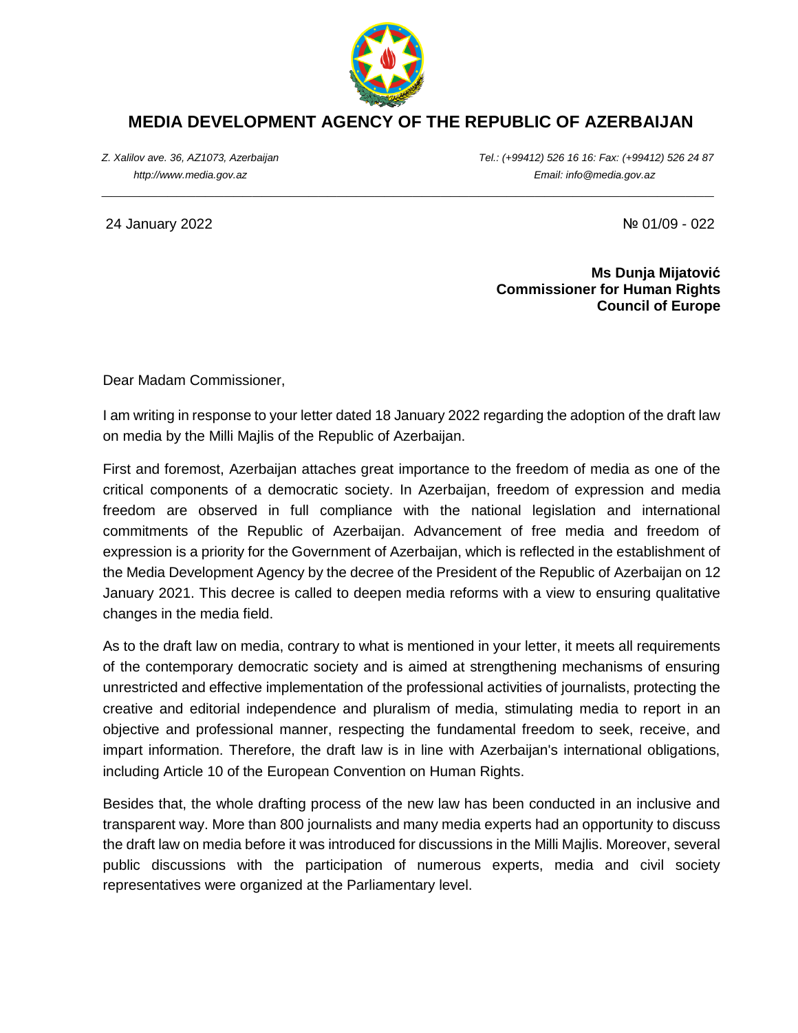# MEDIA DEVELOPMENT AGENCY OF THE REPUBLIC OF AZERBAIJAN

*Z. Xalilov ave. 36, AZ1073, Azerbaijan* | *Tel.: (+99412) 526 16 16: Fax: (+99412) 526 24 87*
*http://www.media.gov.az* | *Email: info@media.gov.az*

---

24 January 2022 | № 01/09 - 022

**Ms Dunja Mijatović**
**Commissioner for Human Rights**
**Council of Europe**

Dear Madam Commissioner,

I am writing in response to your letter dated 18 January 2022 regarding the adoption of the draft law on media by the Milli Majlis of the Republic of Azerbaijan.

First and foremost, Azerbaijan attaches great importance to the freedom of media as one of the critical components of a democratic society. In Azerbaijan, freedom of expression and media freedom are observed in full compliance with the national legislation and international commitments of the Republic of Azerbaijan. Advancement of free media and freedom of expression is a priority for the Government of Azerbaijan, which is reflected in the establishment of the Media Development Agency by the decree of the President of the Republic of Azerbaijan on 12 January 2021. This decree is called to deepen media reforms with a view to ensuring qualitative changes in the media field.

As to the draft law on media, contrary to what is mentioned in your letter, it meets all requirements of the contemporary democratic society and is aimed at strengthening mechanisms of ensuring unrestricted and effective implementation of the professional activities of journalists, protecting the creative and editorial independence and pluralism of media, stimulating media to report in an objective and professional manner, respecting the fundamental freedom to seek, receive, and impart information. Therefore, the draft law is in line with Azerbaijan's international obligations, including Article 10 of the European Convention on Human Rights.

Besides that, the whole drafting process of the new law has been conducted in an inclusive and transparent way. More than 800 journalists and many media experts had an opportunity to discuss the draft law on media before it was introduced for discussions in the Milli Majlis. Moreover, several public discussions with the participation of numerous experts, media and civil society representatives were organized at the Parliamentary level.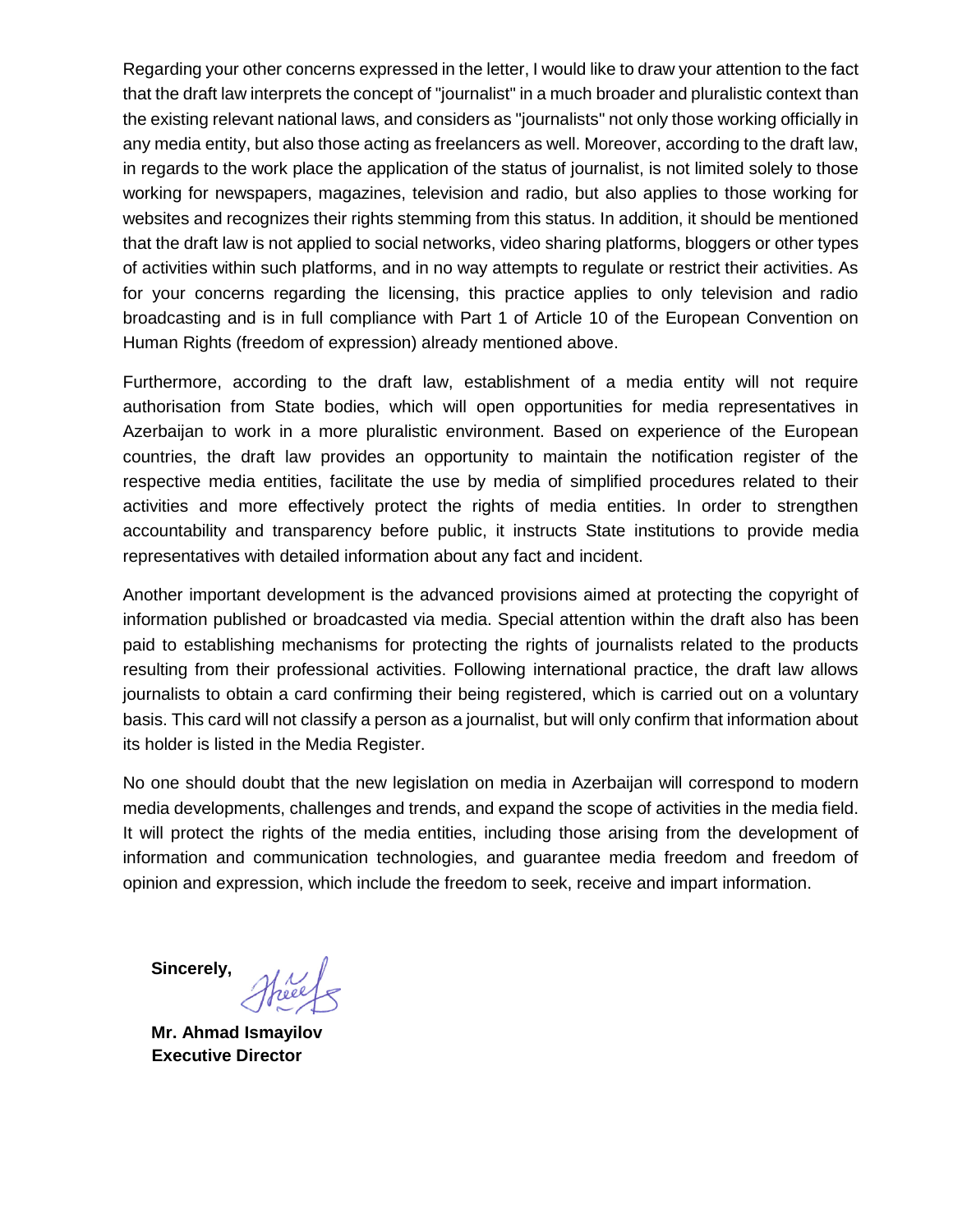Regarding your other concerns expressed in the letter, I would like to draw your attention to the fact that the draft law interprets the concept of "journalist" in a much broader and pluralistic context than the existing relevant national laws, and considers as "journalists" not only those working officially in any media entity, but also those acting as freelancers as well. Moreover, according to the draft law, in regards to the work place the application of the status of journalist, is not limited solely to those working for newspapers, magazines, television and radio, but also applies to those working for websites and recognizes their rights stemming from this status. In addition, it should be mentioned that the draft law is not applied to social networks, video sharing platforms, bloggers or other types of activities within such platforms, and in no way attempts to regulate or restrict their activities. As for your concerns regarding the licensing, this practice applies to only television and radio broadcasting and is in full compliance with Part 1 of Article 10 of the European Convention on Human Rights (freedom of expression) already mentioned above.

Furthermore, according to the draft law, establishment of a media entity will not require authorisation from State bodies, which will open opportunities for media representatives in Azerbaijan to work in a more pluralistic environment. Based on experience of the European countries, the draft law provides an opportunity to maintain the notification register of the respective media entities, facilitate the use by media of simplified procedures related to their activities and more effectively protect the rights of media entities. In order to strengthen accountability and transparency before public, it instructs State institutions to provide media representatives with detailed information about any fact and incident.

Another important development is the advanced provisions aimed at protecting the copyright of information published or broadcasted via media. Special attention within the draft also has been paid to establishing mechanisms for protecting the rights of journalists related to the products resulting from their professional activities. Following international practice, the draft law allows journalists to obtain a card confirming their being registered, which is carried out on a voluntary basis. This card will not classify a person as a journalist, but will only confirm that information about its holder is listed in the Media Register.

No one should doubt that the new legislation on media in Azerbaijan will correspond to modern media developments, challenges and trends, and expand the scope of activities in the media field. It will protect the rights of the media entities, including those arising from the development of information and communication technologies, and guarantee media freedom and freedom of opinion and expression, which include the freedom to seek, receive and impart information.

**Sincerely,**

**Mr. Ahmad Ismayilov**
**Executive Director**